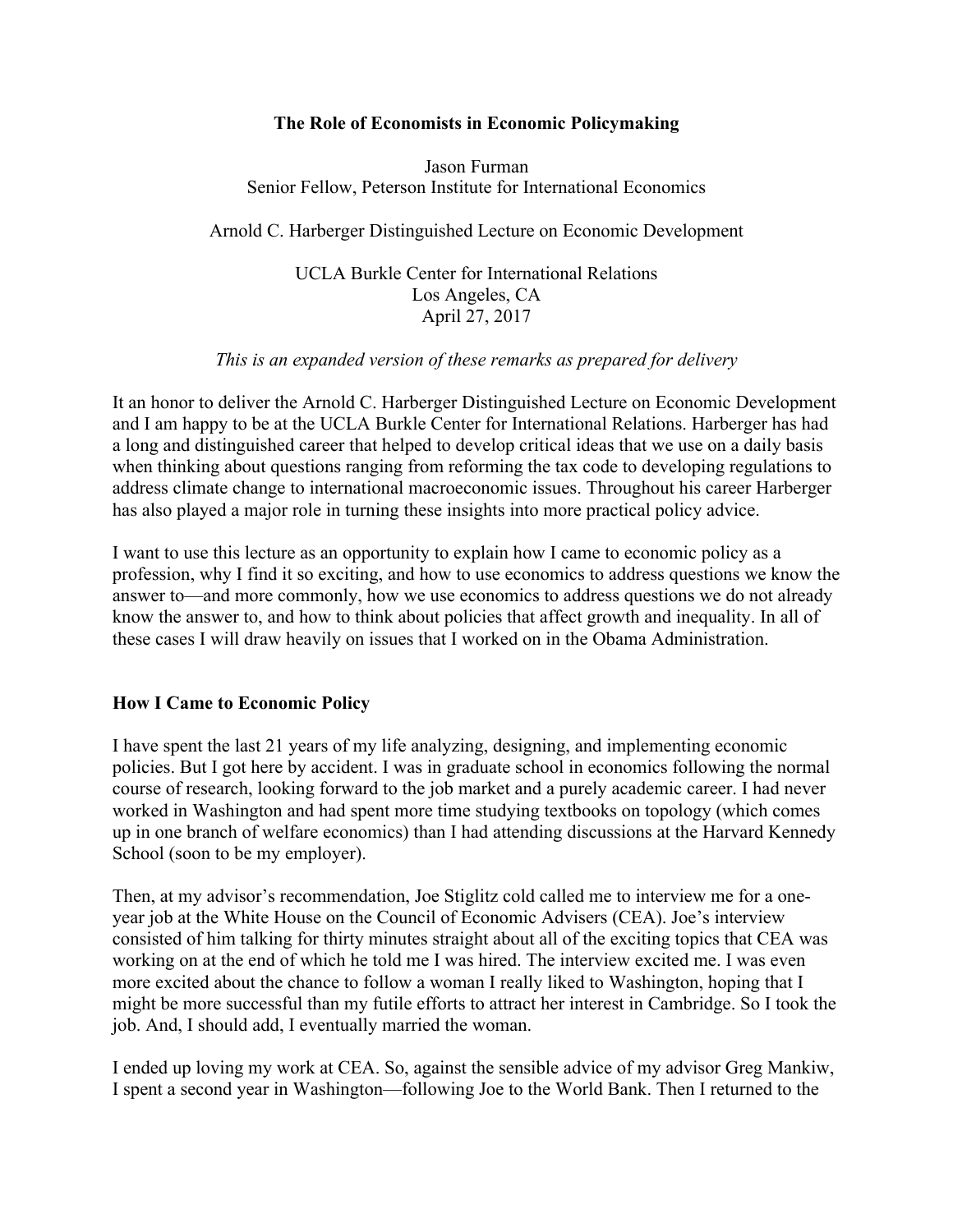# The Role of Economists in Economic Policymaking

Jason Furman
Senior Fellow, Peterson Institute for International Economics

Arnold C. Harberger Distinguished Lecture on Economic Development

UCLA Burkle Center for International Relations
Los Angeles, CA
April 27, 2017

*This is an expanded version of these remarks as prepared for delivery*

It an honor to deliver the Arnold C. Harberger Distinguished Lecture on Economic Development and I am happy to be at the UCLA Burkle Center for International Relations. Harberger has had a long and distinguished career that helped to develop critical ideas that we use on a daily basis when thinking about questions ranging from reforming the tax code to developing regulations to address climate change to international macroeconomic issues. Throughout his career Harberger has also played a major role in turning these insights into more practical policy advice.

I want to use this lecture as an opportunity to explain how I came to economic policy as a profession, why I find it so exciting, and how to use economics to address questions we know the answer to—and more commonly, how we use economics to address questions we do not already know the answer to, and how to think about policies that affect growth and inequality. In all of these cases I will draw heavily on issues that I worked on in the Obama Administration.

## How I Came to Economic Policy

I have spent the last 21 years of my life analyzing, designing, and implementing economic policies. But I got here by accident. I was in graduate school in economics following the normal course of research, looking forward to the job market and a purely academic career. I had never worked in Washington and had spent more time studying textbooks on topology (which comes up in one branch of welfare economics) than I had attending discussions at the Harvard Kennedy School (soon to be my employer).

Then, at my advisor's recommendation, Joe Stiglitz cold called me to interview me for a one-year job at the White House on the Council of Economic Advisers (CEA). Joe's interview consisted of him talking for thirty minutes straight about all of the exciting topics that CEA was working on at the end of which he told me I was hired. The interview excited me. I was even more excited about the chance to follow a woman I really liked to Washington, hoping that I might be more successful than my futile efforts to attract her interest in Cambridge. So I took the job. And, I should add, I eventually married the woman.

I ended up loving my work at CEA. So, against the sensible advice of my advisor Greg Mankiw, I spent a second year in Washington—following Joe to the World Bank. Then I returned to the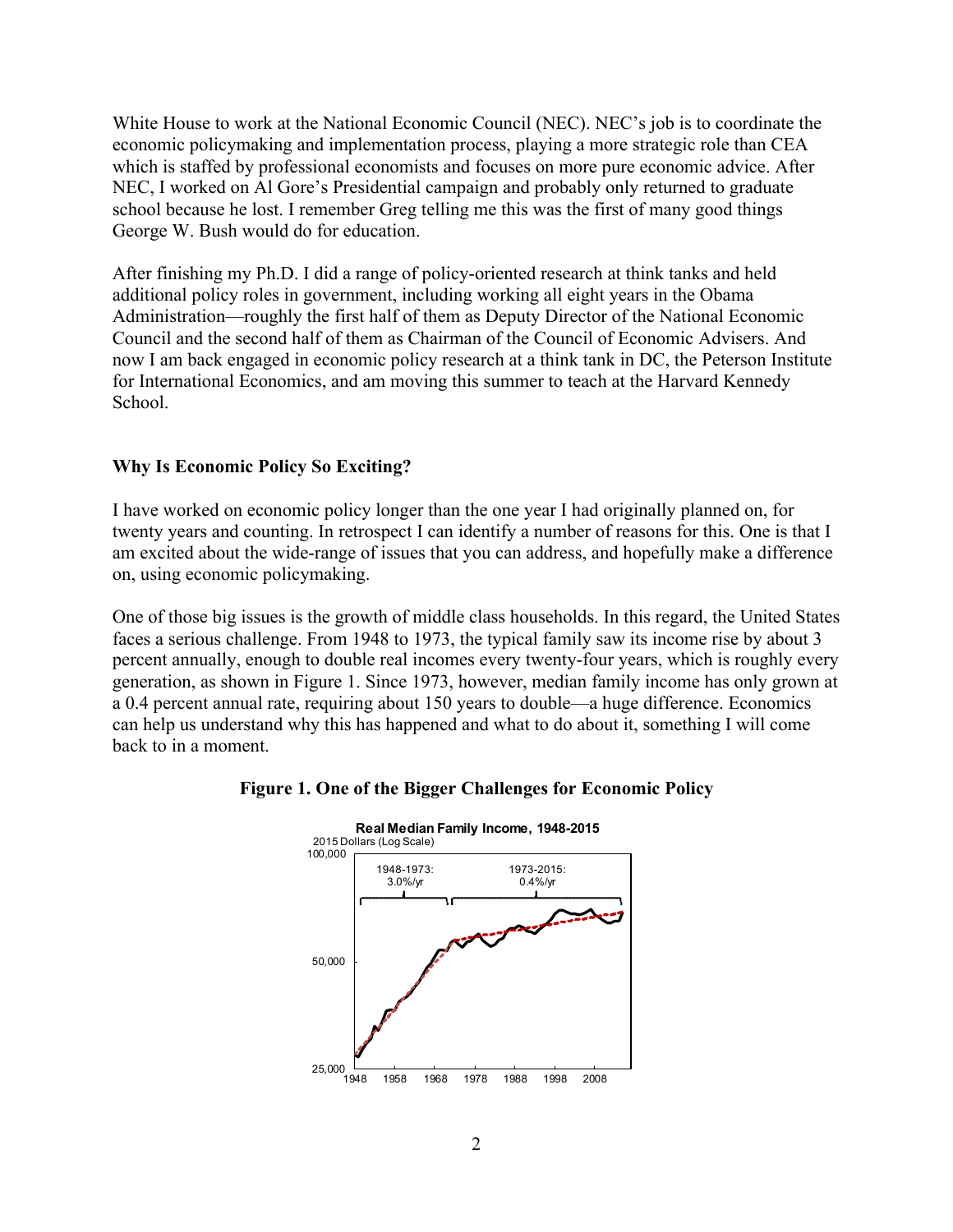White House to work at the National Economic Council (NEC). NEC's job is to coordinate the economic policymaking and implementation process, playing a more strategic role than CEA which is staffed by professional economists and focuses on more pure economic advice. After NEC, I worked on Al Gore's Presidential campaign and probably only returned to graduate school because he lost. I remember Greg telling me this was the first of many good things George W. Bush would do for education.

After finishing my Ph.D. I did a range of policy-oriented research at think tanks and held additional policy roles in government, including working all eight years in the Obama Administration—roughly the first half of them as Deputy Director of the National Economic Council and the second half of them as Chairman of the Council of Economic Advisers. And now I am back engaged in economic policy research at a think tank in DC, the Peterson Institute for International Economics, and am moving this summer to teach at the Harvard Kennedy School.

## Why Is Economic Policy So Exciting?

I have worked on economic policy longer than the one year I had originally planned on, for twenty years and counting. In retrospect I can identify a number of reasons for this. One is that I am excited about the wide-range of issues that you can address, and hopefully make a difference on, using economic policymaking.

One of those big issues is the growth of middle class households. In this regard, the United States faces a serious challenge. From 1948 to 1973, the typical family saw its income rise by about 3 percent annually, enough to double real incomes every twenty-four years, which is roughly every generation, as shown in Figure 1. Since 1973, however, median family income has only grown at a 0.4 percent annual rate, requiring about 150 years to double—a huge difference. Economics can help us understand why this has happened and what to do about it, something I will come back to in a moment.

**Figure 1. One of the Bigger Challenges for Economic Policy**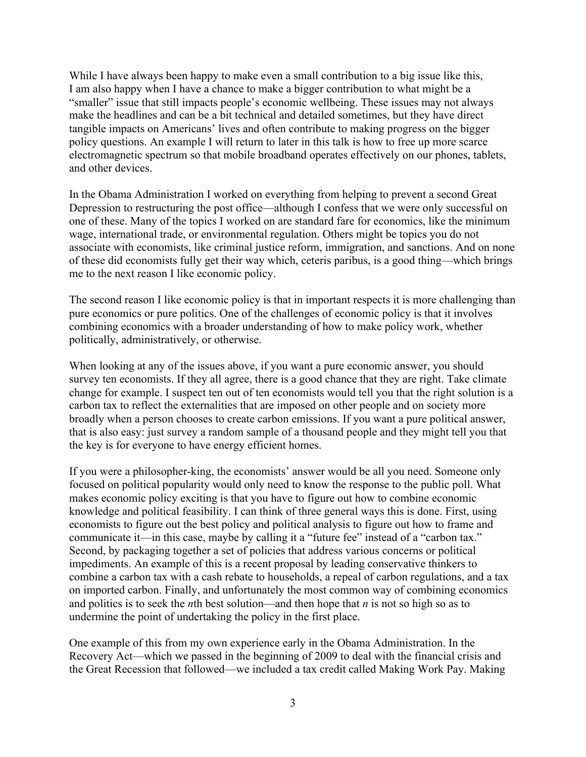While I have always been happy to make even a small contribution to a big issue like this, I am also happy when I have a chance to make a bigger contribution to what might be a "smaller" issue that still impacts people's economic wellbeing. These issues may not always make the headlines and can be a bit technical and detailed sometimes, but they have direct tangible impacts on Americans' lives and often contribute to making progress on the bigger policy questions. An example I will return to later in this talk is how to free up more scarce electromagnetic spectrum so that mobile broadband operates effectively on our phones, tablets, and other devices.

In the Obama Administration I worked on everything from helping to prevent a second Great Depression to restructuring the post office—although I confess that we were only successful on one of these. Many of the topics I worked on are standard fare for economics, like the minimum wage, international trade, or environmental regulation. Others might be topics you do not associate with economists, like criminal justice reform, immigration, and sanctions. And on none of these did economists fully get their way which, ceteris paribus, is a good thing—which brings me to the next reason I like economic policy.

The second reason I like economic policy is that in important respects it is more challenging than pure economics or pure politics. One of the challenges of economic policy is that it involves combining economics with a broader understanding of how to make policy work, whether politically, administratively, or otherwise.

When looking at any of the issues above, if you want a pure economic answer, you should survey ten economists. If they all agree, there is a good chance that they are right. Take climate change for example. I suspect ten out of ten economists would tell you that the right solution is a carbon tax to reflect the externalities that are imposed on other people and on society more broadly when a person chooses to create carbon emissions. If you want a pure political answer, that is also easy: just survey a random sample of a thousand people and they might tell you that the key is for everyone to have energy efficient homes.

If you were a philosopher-king, the economists' answer would be all you need. Someone only focused on political popularity would only need to know the response to the public poll. What makes economic policy exciting is that you have to figure out how to combine economic knowledge and political feasibility. I can think of three general ways this is done. First, using economists to figure out the best policy and political analysis to figure out how to frame and communicate it—in this case, maybe by calling it a "future fee" instead of a "carbon tax." Second, by packaging together a set of policies that address various concerns or political impediments. An example of this is a recent proposal by leading conservative thinkers to combine a carbon tax with a cash rebate to households, a repeal of carbon regulations, and a tax on imported carbon. Finally, and unfortunately the most common way of combining economics and politics is to seek the *n*th best solution—and then hope that *n* is not so high so as to undermine the point of undertaking the policy in the first place.

One example of this from my own experience early in the Obama Administration. In the Recovery Act—which we passed in the beginning of 2009 to deal with the financial crisis and the Great Recession that followed—we included a tax credit called Making Work Pay. Making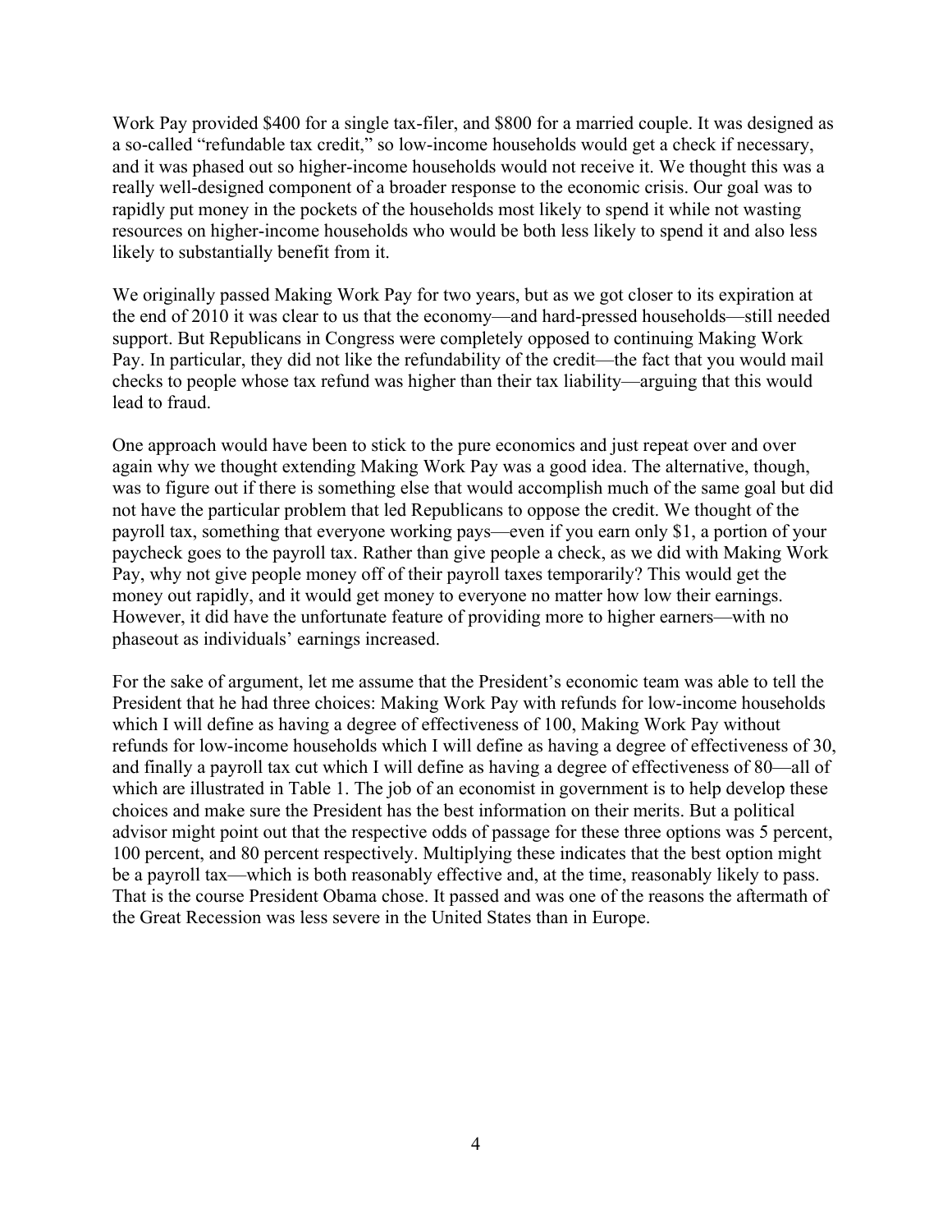Work Pay provided $400 for a single tax-filer, and $800 for a married couple. It was designed as a so-called "refundable tax credit," so low-income households would get a check if necessary, and it was phased out so higher-income households would not receive it. We thought this was a really well-designed component of a broader response to the economic crisis. Our goal was to rapidly put money in the pockets of the households most likely to spend it while not wasting resources on higher-income households who would be both less likely to spend it and also less likely to substantially benefit from it.

We originally passed Making Work Pay for two years, but as we got closer to its expiration at the end of 2010 it was clear to us that the economy—and hard-pressed households—still needed support. But Republicans in Congress were completely opposed to continuing Making Work Pay. In particular, they did not like the refundability of the credit—the fact that you would mail checks to people whose tax refund was higher than their tax liability—arguing that this would lead to fraud.

One approach would have been to stick to the pure economics and just repeat over and over again why we thought extending Making Work Pay was a good idea. The alternative, though, was to figure out if there is something else that would accomplish much of the same goal but did not have the particular problem that led Republicans to oppose the credit. We thought of the payroll tax, something that everyone working pays—even if you earn only $1, a portion of your paycheck goes to the payroll tax. Rather than give people a check, as we did with Making Work Pay, why not give people money off of their payroll taxes temporarily? This would get the money out rapidly, and it would get money to everyone no matter how low their earnings. However, it did have the unfortunate feature of providing more to higher earners—with no phaseout as individuals' earnings increased.

For the sake of argument, let me assume that the President's economic team was able to tell the President that he had three choices: Making Work Pay with refunds for low-income households which I will define as having a degree of effectiveness of 100, Making Work Pay without refunds for low-income households which I will define as having a degree of effectiveness of 30, and finally a payroll tax cut which I will define as having a degree of effectiveness of 80—all of which are illustrated in Table 1. The job of an economist in government is to help develop these choices and make sure the President has the best information on their merits. But a political advisor might point out that the respective odds of passage for these three options was 5 percent, 100 percent, and 80 percent respectively. Multiplying these indicates that the best option might be a payroll tax—which is both reasonably effective and, at the time, reasonably likely to pass. That is the course President Obama chose. It passed and was one of the reasons the aftermath of the Great Recession was less severe in the United States than in Europe.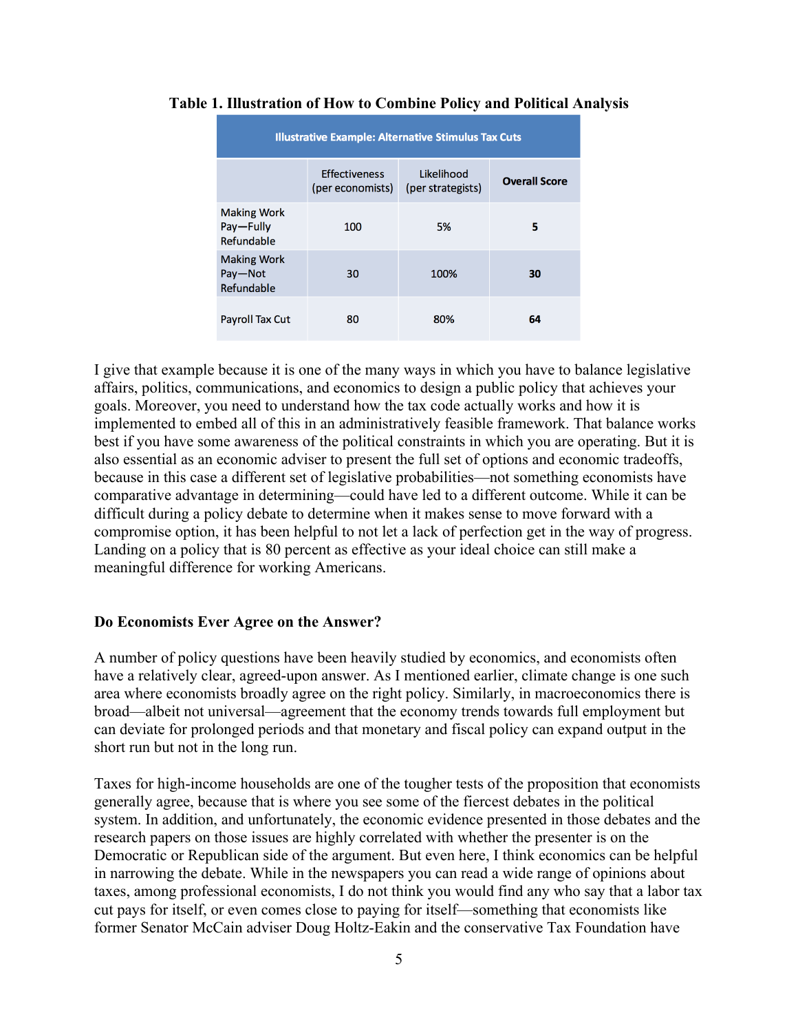**Table 1. Illustration of How to Combine Policy and Political Analysis**

| Illustrative Example: Alternative Stimulus Tax Cuts | | | |
|---|---|---|---|
| | Effectiveness (per economists) | Likelihood (per strategists) | **Overall Score** |
| Making Work Pay—Fully Refundable | 100 | 5% | **5** |
| Making Work Pay—Not Refundable | 30 | 100% | **30** |
| Payroll Tax Cut | 80 | 80% | **64** |

I give that example because it is one of the many ways in which you have to balance legislative affairs, politics, communications, and economics to design a public policy that achieves your goals. Moreover, you need to understand how the tax code actually works and how it is implemented to embed all of this in an administratively feasible framework. That balance works best if you have some awareness of the political constraints in which you are operating. But it is also essential as an economic adviser to present the full set of options and economic tradeoffs, because in this case a different set of legislative probabilities—not something economists have comparative advantage in determining—could have led to a different outcome. While it can be difficult during a policy debate to determine when it makes sense to move forward with a compromise option, it has been helpful to not let a lack of perfection get in the way of progress. Landing on a policy that is 80 percent as effective as your ideal choice can still make a meaningful difference for working Americans.

### Do Economists Ever Agree on the Answer?

A number of policy questions have been heavily studied by economics, and economists often have a relatively clear, agreed-upon answer. As I mentioned earlier, climate change is one such area where economists broadly agree on the right policy. Similarly, in macroeconomics there is broad—albeit not universal—agreement that the economy trends towards full employment but can deviate for prolonged periods and that monetary and fiscal policy can expand output in the short run but not in the long run.

Taxes for high-income households are one of the tougher tests of the proposition that economists generally agree, because that is where you see some of the fiercest debates in the political system. In addition, and unfortunately, the economic evidence presented in those debates and the research papers on those issues are highly correlated with whether the presenter is on the Democratic or Republican side of the argument. But even here, I think economics can be helpful in narrowing the debate. While in the newspapers you can read a wide range of opinions about taxes, among professional economists, I do not think you would find any who say that a labor tax cut pays for itself, or even comes close to paying for itself—something that economists like former Senator McCain adviser Doug Holtz-Eakin and the conservative Tax Foundation have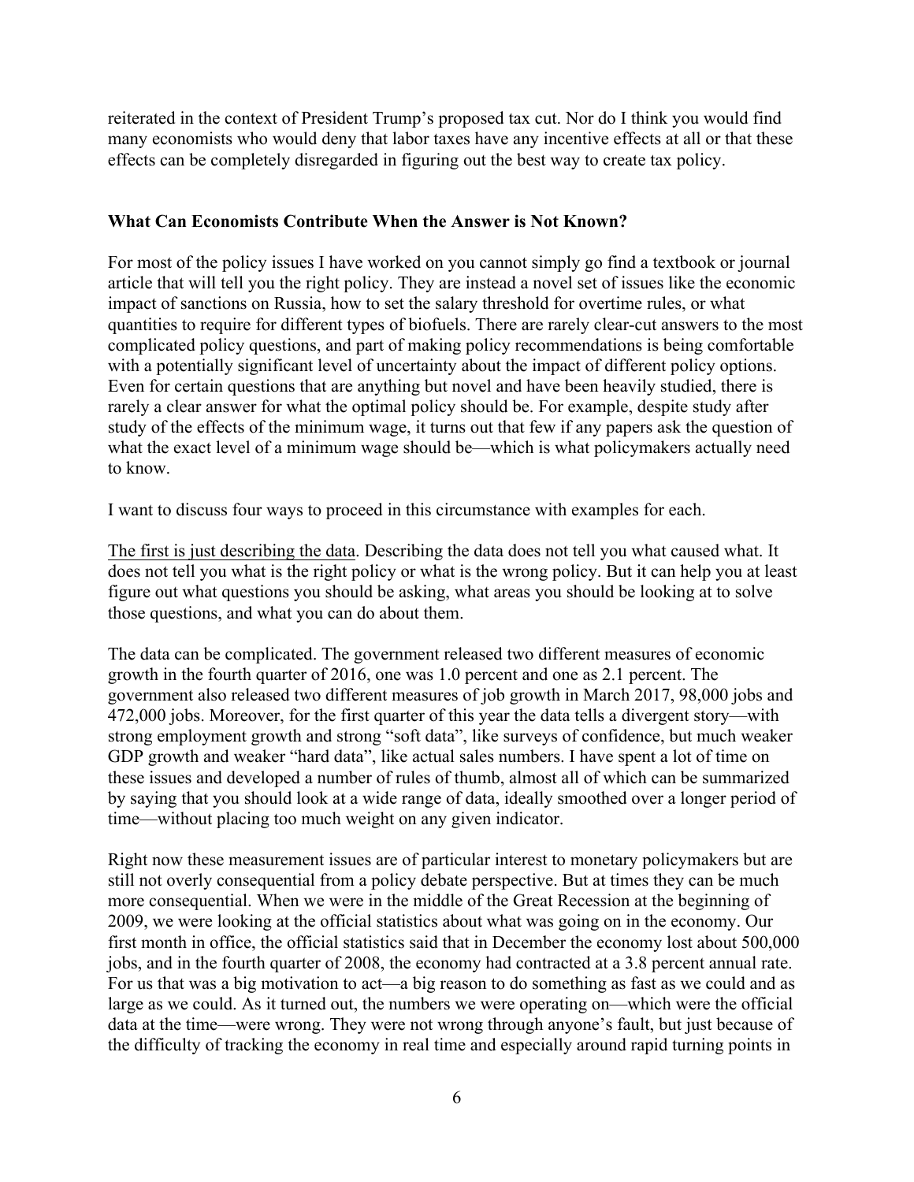reiterated in the context of President Trump's proposed tax cut. Nor do I think you would find many economists who would deny that labor taxes have any incentive effects at all or that these effects can be completely disregarded in figuring out the best way to create tax policy.

**What Can Economists Contribute When the Answer is Not Known?**

For most of the policy issues I have worked on you cannot simply go find a textbook or journal article that will tell you the right policy. They are instead a novel set of issues like the economic impact of sanctions on Russia, how to set the salary threshold for overtime rules, or what quantities to require for different types of biofuels. There are rarely clear-cut answers to the most complicated policy questions, and part of making policy recommendations is being comfortable with a potentially significant level of uncertainty about the impact of different policy options. Even for certain questions that are anything but novel and have been heavily studied, there is rarely a clear answer for what the optimal policy should be. For example, despite study after study of the effects of the minimum wage, it turns out that few if any papers ask the question of what the exact level of a minimum wage should be—which is what policymakers actually need to know.

I want to discuss four ways to proceed in this circumstance with examples for each.

<u>The first is just describing the data</u>. Describing the data does not tell you what caused what. It does not tell you what is the right policy or what is the wrong policy. But it can help you at least figure out what questions you should be asking, what areas you should be looking at to solve those questions, and what you can do about them.

The data can be complicated. The government released two different measures of economic growth in the fourth quarter of 2016, one was 1.0 percent and one as 2.1 percent. The government also released two different measures of job growth in March 2017, 98,000 jobs and 472,000 jobs. Moreover, for the first quarter of this year the data tells a divergent story—with strong employment growth and strong "soft data", like surveys of confidence, but much weaker GDP growth and weaker "hard data", like actual sales numbers. I have spent a lot of time on these issues and developed a number of rules of thumb, almost all of which can be summarized by saying that you should look at a wide range of data, ideally smoothed over a longer period of time—without placing too much weight on any given indicator.

Right now these measurement issues are of particular interest to monetary policymakers but are still not overly consequential from a policy debate perspective. But at times they can be much more consequential. When we were in the middle of the Great Recession at the beginning of 2009, we were looking at the official statistics about what was going on in the economy. Our first month in office, the official statistics said that in December the economy lost about 500,000 jobs, and in the fourth quarter of 2008, the economy had contracted at a 3.8 percent annual rate. For us that was a big motivation to act—a big reason to do something as fast as we could and as large as we could. As it turned out, the numbers we were operating on—which were the official data at the time—were wrong. They were not wrong through anyone's fault, but just because of the difficulty of tracking the economy in real time and especially around rapid turning points in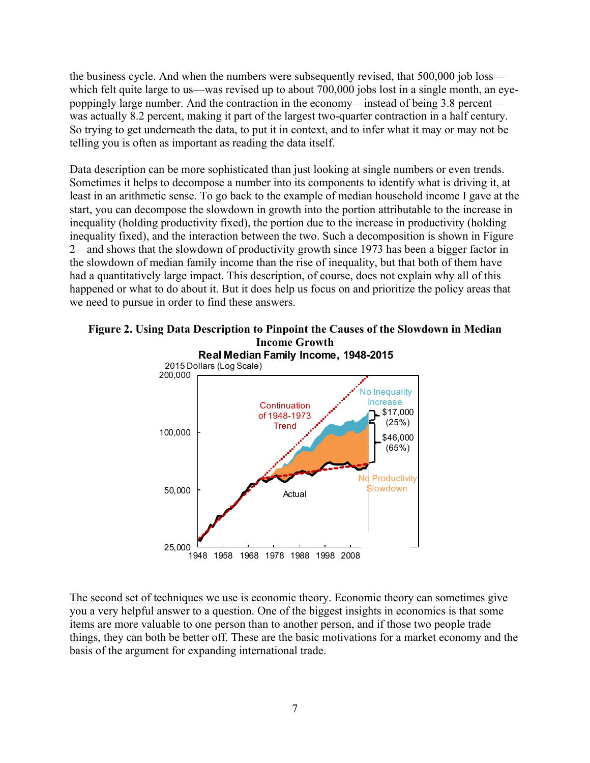the business cycle. And when the numbers were subsequently revised, that 500,000 job loss—which felt quite large to us—was revised up to about 700,000 jobs lost in a single month, an eye-poppingly large number. And the contraction in the economy—instead of being 3.8 percent—was actually 8.2 percent, making it part of the largest two-quarter contraction in a half century. So trying to get underneath the data, to put it in context, and to infer what it may or may not be telling you is often as important as reading the data itself.

Data description can be more sophisticated than just looking at single numbers or even trends. Sometimes it helps to decompose a number into its components to identify what is driving it, at least in an arithmetic sense. To go back to the example of median household income I gave at the start, you can decompose the slowdown in growth into the portion attributable to the increase in inequality (holding productivity fixed), the portion due to the increase in productivity (holding inequality fixed), and the interaction between the two. Such a decomposition is shown in Figure 2—and shows that the slowdown of productivity growth since 1973 has been a bigger factor in the slowdown of median family income than the rise of inequality, but that both of them have had a quantitatively large impact. This description, of course, does not explain why all of this happened or what to do about it. But it does help us focus on and prioritize the policy areas that we need to pursue in order to find these answers.

**Figure 2. Using Data Description to Pinpoint the Causes of the Slowdown in Median Income Growth**

**Real Median Family Income, 1948-2015**

2015 Dollars (Log Scale)

Continuation of 1948-1973 Trend

No Inequality Increase

$17,000 (25%)

$46,000 (65%)

No Productivity Slowdown

Actual

The second set of techniques we use is economic theory. Economic theory can sometimes give you a very helpful answer to a question. One of the biggest insights in economics is that some items are more valuable to one person than to another person, and if those two people trade things, they can both be better off. These are the basic motivations for a market economy and the basis of the argument for expanding international trade.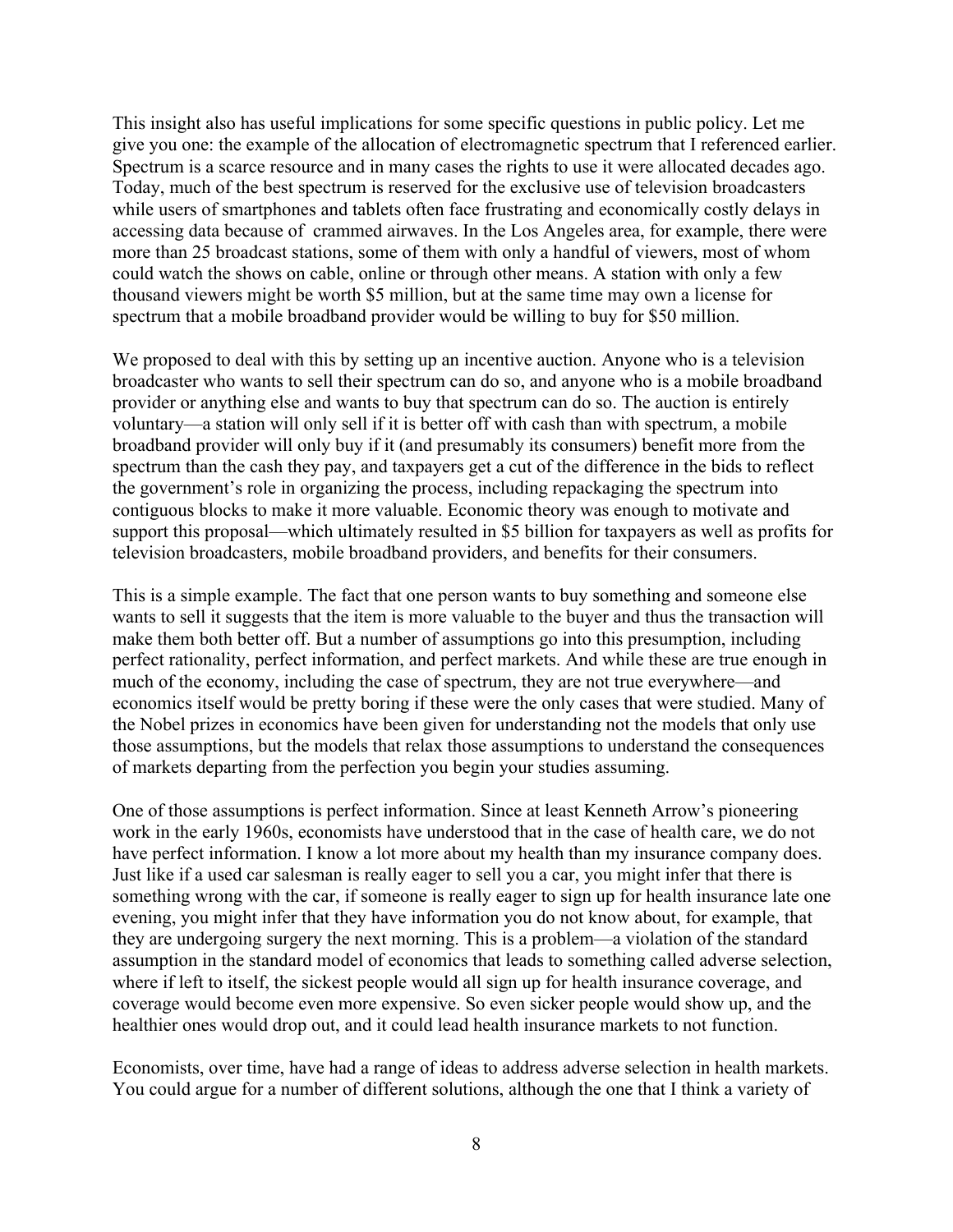This insight also has useful implications for some specific questions in public policy. Let me give you one: the example of the allocation of electromagnetic spectrum that I referenced earlier. Spectrum is a scarce resource and in many cases the rights to use it were allocated decades ago. Today, much of the best spectrum is reserved for the exclusive use of television broadcasters while users of smartphones and tablets often face frustrating and economically costly delays in accessing data because of crammed airwaves. In the Los Angeles area, for example, there were more than 25 broadcast stations, some of them with only a handful of viewers, most of whom could watch the shows on cable, online or through other means. A station with only a few thousand viewers might be worth $5 million, but at the same time may own a license for spectrum that a mobile broadband provider would be willing to buy for $50 million.

We proposed to deal with this by setting up an incentive auction. Anyone who is a television broadcaster who wants to sell their spectrum can do so, and anyone who is a mobile broadband provider or anything else and wants to buy that spectrum can do so. The auction is entirely voluntary—a station will only sell if it is better off with cash than with spectrum, a mobile broadband provider will only buy if it (and presumably its consumers) benefit more from the spectrum than the cash they pay, and taxpayers get a cut of the difference in the bids to reflect the government's role in organizing the process, including repackaging the spectrum into contiguous blocks to make it more valuable. Economic theory was enough to motivate and support this proposal—which ultimately resulted in $5 billion for taxpayers as well as profits for television broadcasters, mobile broadband providers, and benefits for their consumers.

This is a simple example. The fact that one person wants to buy something and someone else wants to sell it suggests that the item is more valuable to the buyer and thus the transaction will make them both better off. But a number of assumptions go into this presumption, including perfect rationality, perfect information, and perfect markets. And while these are true enough in much of the economy, including the case of spectrum, they are not true everywhere—and economics itself would be pretty boring if these were the only cases that were studied. Many of the Nobel prizes in economics have been given for understanding not the models that only use those assumptions, but the models that relax those assumptions to understand the consequences of markets departing from the perfection you begin your studies assuming.

One of those assumptions is perfect information. Since at least Kenneth Arrow's pioneering work in the early 1960s, economists have understood that in the case of health care, we do not have perfect information. I know a lot more about my health than my insurance company does. Just like if a used car salesman is really eager to sell you a car, you might infer that there is something wrong with the car, if someone is really eager to sign up for health insurance late one evening, you might infer that they have information you do not know about, for example, that they are undergoing surgery the next morning. This is a problem—a violation of the standard assumption in the standard model of economics that leads to something called adverse selection, where if left to itself, the sickest people would all sign up for health insurance coverage, and coverage would become even more expensive. So even sicker people would show up, and the healthier ones would drop out, and it could lead health insurance markets to not function.

Economists, over time, have had a range of ideas to address adverse selection in health markets. You could argue for a number of different solutions, although the one that I think a variety of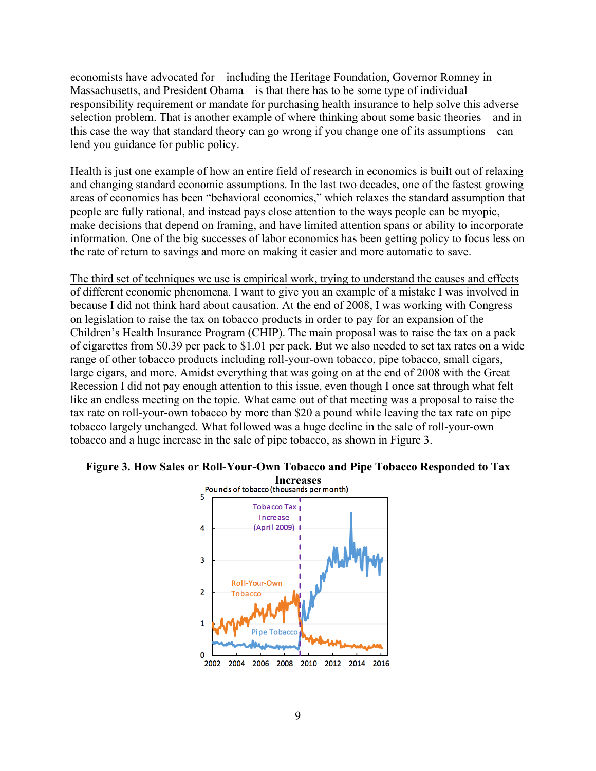economists have advocated for—including the Heritage Foundation, Governor Romney in Massachusetts, and President Obama—is that there has to be some type of individual responsibility requirement or mandate for purchasing health insurance to help solve this adverse selection problem. That is another example of where thinking about some basic theories—and in this case the way that standard theory can go wrong if you change one of its assumptions—can lend you guidance for public policy.

Health is just one example of how an entire field of research in economics is built out of relaxing and changing standard economic assumptions. In the last two decades, one of the fastest growing areas of economics has been "behavioral economics," which relaxes the standard assumption that people are fully rational, and instead pays close attention to the ways people can be myopic, make decisions that depend on framing, and have limited attention spans or ability to incorporate information. One of the big successes of labor economics has been getting policy to focus less on the rate of return to savings and more on making it easier and more automatic to save.

<u>The third set of techniques we use is empirical work, trying to understand the causes and effects of different economic phenomena</u>. I want to give you an example of a mistake I was involved in because I did not think hard about causation. At the end of 2008, I was working with Congress on legislation to raise the tax on tobacco products in order to pay for an expansion of the Children's Health Insurance Program (CHIP). The main proposal was to raise the tax on a pack of cigarettes from $0.39 per pack to $1.01 per pack. But we also needed to set tax rates on a wide range of other tobacco products including roll-your-own tobacco, pipe tobacco, small cigars, large cigars, and more. Amidst everything that was going on at the end of 2008 with the Great Recession I did not pay enough attention to this issue, even though I once sat through what felt like an endless meeting on the topic. What came out of that meeting was a proposal to raise the tax rate on roll-your-own tobacco by more than $20 a pound while leaving the tax rate on pipe tobacco largely unchanged. What followed was a huge decline in the sale of roll-your-own tobacco and a huge increase in the sale of pipe tobacco, as shown in Figure 3.

**Figure 3. How Sales or Roll-Your-Own Tobacco and Pipe Tobacco Responded to Tax Increases**

Pounds of tobacco (thousands per month)

Tobacco Tax Increase (April 2009)

Roll-Your-Own Tobacco

Pipe Tobacco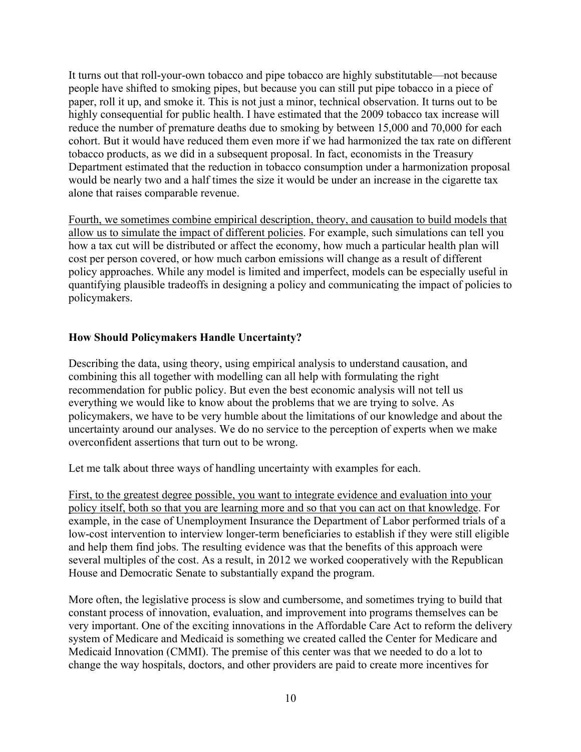It turns out that roll-your-own tobacco and pipe tobacco are highly substitutable—not because people have shifted to smoking pipes, but because you can still put pipe tobacco in a piece of paper, roll it up, and smoke it. This is not just a minor, technical observation. It turns out to be highly consequential for public health. I have estimated that the 2009 tobacco tax increase will reduce the number of premature deaths due to smoking by between 15,000 and 70,000 for each cohort. But it would have reduced them even more if we had harmonized the tax rate on different tobacco products, as we did in a subsequent proposal. In fact, economists in the Treasury Department estimated that the reduction in tobacco consumption under a harmonization proposal would be nearly two and a half times the size it would be under an increase in the cigarette tax alone that raises comparable revenue.

<u>Fourth, we sometimes combine empirical description, theory, and causation to build models that allow us to simulate the impact of different policies</u>. For example, such simulations can tell you how a tax cut will be distributed or affect the economy, how much a particular health plan will cost per person covered, or how much carbon emissions will change as a result of different policy approaches. While any model is limited and imperfect, models can be especially useful in quantifying plausible tradeoffs in designing a policy and communicating the impact of policies to policymakers.

**How Should Policymakers Handle Uncertainty?**

Describing the data, using theory, using empirical analysis to understand causation, and combining this all together with modelling can all help with formulating the right recommendation for public policy. But even the best economic analysis will not tell us everything we would like to know about the problems that we are trying to solve. As policymakers, we have to be very humble about the limitations of our knowledge and about the uncertainty around our analyses. We do no service to the perception of experts when we make overconfident assertions that turn out to be wrong.

Let me talk about three ways of handling uncertainty with examples for each.

<u>First, to the greatest degree possible, you want to integrate evidence and evaluation into your policy itself, both so that you are learning more and so that you can act on that knowledge</u>. For example, in the case of Unemployment Insurance the Department of Labor performed trials of a low-cost intervention to interview longer-term beneficiaries to establish if they were still eligible and help them find jobs. The resulting evidence was that the benefits of this approach were several multiples of the cost. As a result, in 2012 we worked cooperatively with the Republican House and Democratic Senate to substantially expand the program.

More often, the legislative process is slow and cumbersome, and sometimes trying to build that constant process of innovation, evaluation, and improvement into programs themselves can be very important. One of the exciting innovations in the Affordable Care Act to reform the delivery system of Medicare and Medicaid is something we created called the Center for Medicare and Medicaid Innovation (CMMI). The premise of this center was that we needed to do a lot to change the way hospitals, doctors, and other providers are paid to create more incentives for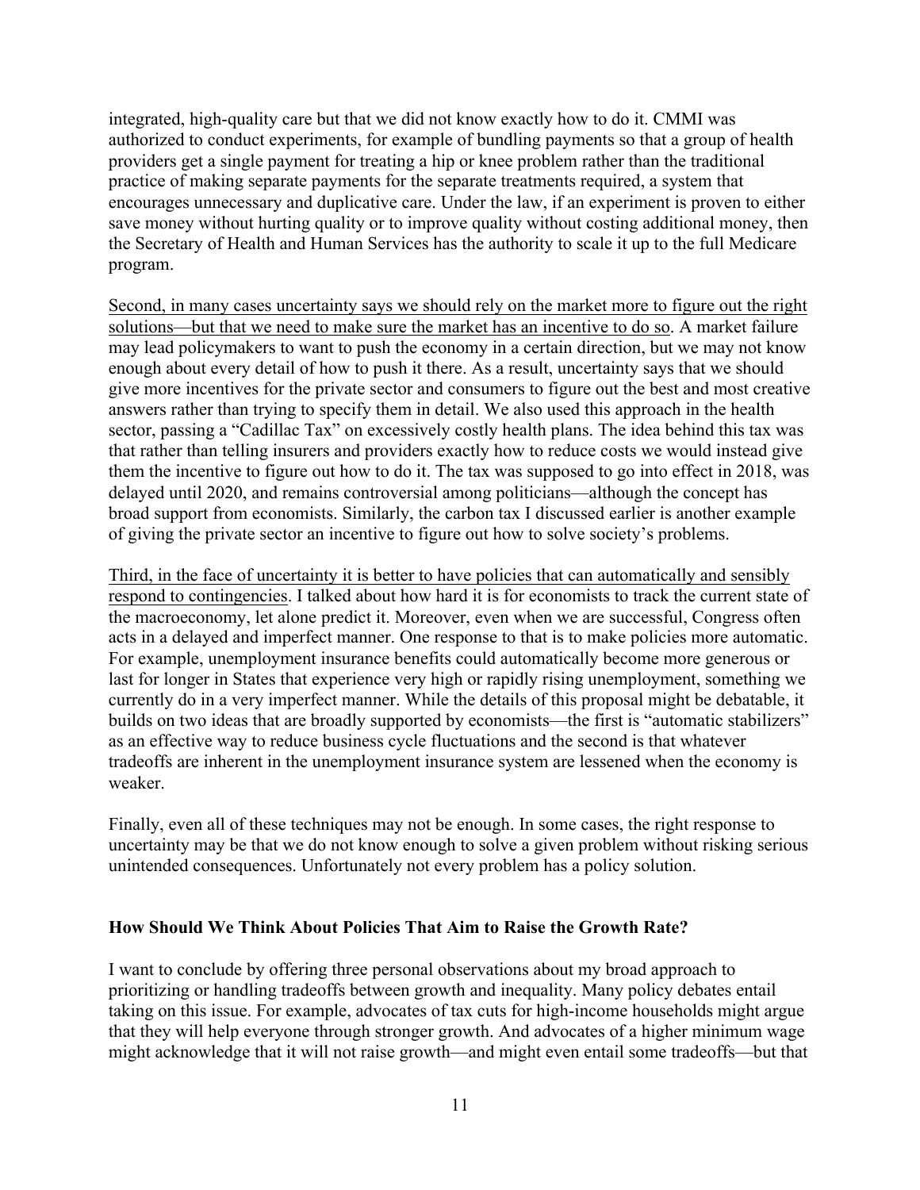integrated, high-quality care but that we did not know exactly how to do it. CMMI was authorized to conduct experiments, for example of bundling payments so that a group of health providers get a single payment for treating a hip or knee problem rather than the traditional practice of making separate payments for the separate treatments required, a system that encourages unnecessary and duplicative care. Under the law, if an experiment is proven to either save money without hurting quality or to improve quality without costing additional money, then the Secretary of Health and Human Services has the authority to scale it up to the full Medicare program.

<u>Second, in many cases uncertainty says we should rely on the market more to figure out the right solutions—but that we need to make sure the market has an incentive to do so</u>. A market failure may lead policymakers to want to push the economy in a certain direction, but we may not know enough about every detail of how to push it there. As a result, uncertainty says that we should give more incentives for the private sector and consumers to figure out the best and most creative answers rather than trying to specify them in detail. We also used this approach in the health sector, passing a "Cadillac Tax" on excessively costly health plans. The idea behind this tax was that rather than telling insurers and providers exactly how to reduce costs we would instead give them the incentive to figure out how to do it. The tax was supposed to go into effect in 2018, was delayed until 2020, and remains controversial among politicians—although the concept has broad support from economists. Similarly, the carbon tax I discussed earlier is another example of giving the private sector an incentive to figure out how to solve society's problems.

<u>Third, in the face of uncertainty it is better to have policies that can automatically and sensibly respond to contingencies</u>. I talked about how hard it is for economists to track the current state of the macroeconomy, let alone predict it. Moreover, even when we are successful, Congress often acts in a delayed and imperfect manner. One response to that is to make policies more automatic. For example, unemployment insurance benefits could automatically become more generous or last for longer in States that experience very high or rapidly rising unemployment, something we currently do in a very imperfect manner. While the details of this proposal might be debatable, it builds on two ideas that are broadly supported by economists—the first is "automatic stabilizers" as an effective way to reduce business cycle fluctuations and the second is that whatever tradeoffs are inherent in the unemployment insurance system are lessened when the economy is weaker.

Finally, even all of these techniques may not be enough. In some cases, the right response to uncertainty may be that we do not know enough to solve a given problem without risking serious unintended consequences. Unfortunately not every problem has a policy solution.

## How Should We Think About Policies That Aim to Raise the Growth Rate?

I want to conclude by offering three personal observations about my broad approach to prioritizing or handling tradeoffs between growth and inequality. Many policy debates entail taking on this issue. For example, advocates of tax cuts for high-income households might argue that they will help everyone through stronger growth. And advocates of a higher minimum wage might acknowledge that it will not raise growth—and might even entail some tradeoffs—but that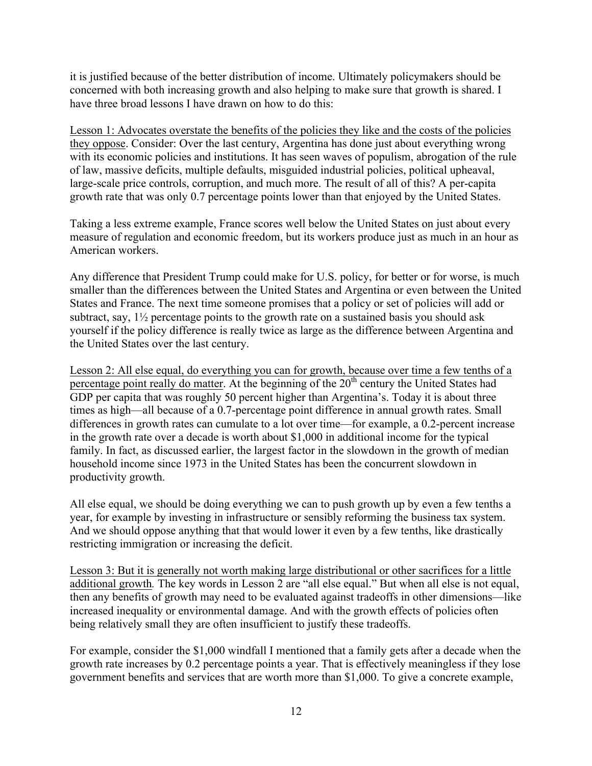it is justified because of the better distribution of income. Ultimately policymakers should be concerned with both increasing growth and also helping to make sure that growth is shared. I have three broad lessons I have drawn on how to do this:

<u>Lesson 1: Advocates overstate the benefits of the policies they like and the costs of the policies they oppose</u>. Consider: Over the last century, Argentina has done just about everything wrong with its economic policies and institutions. It has seen waves of populism, abrogation of the rule of law, massive deficits, multiple defaults, misguided industrial policies, political upheaval, large-scale price controls, corruption, and much more. The result of all of this? A per-capita growth rate that was only 0.7 percentage points lower than that enjoyed by the United States.

Taking a less extreme example, France scores well below the United States on just about every measure of regulation and economic freedom, but its workers produce just as much in an hour as American workers.

Any difference that President Trump could make for U.S. policy, for better or for worse, is much smaller than the differences between the United States and Argentina or even between the United States and France. The next time someone promises that a policy or set of policies will add or subtract, say, 1½ percentage points to the growth rate on a sustained basis you should ask yourself if the policy difference is really twice as large as the difference between Argentina and the United States over the last century.

<u>Lesson 2: All else equal, do everything you can for growth, because over time a few tenths of a percentage point really do matter</u>. At the beginning of the 20th century the United States had GDP per capita that was roughly 50 percent higher than Argentina's. Today it is about three times as high—all because of a 0.7-percentage point difference in annual growth rates. Small differences in growth rates can cumulate to a lot over time—for example, a 0.2-percent increase in the growth rate over a decade is worth about $1,000 in additional income for the typical family. In fact, as discussed earlier, the largest factor in the slowdown in the growth of median household income since 1973 in the United States has been the concurrent slowdown in productivity growth.

All else equal, we should be doing everything we can to push growth up by even a few tenths a year, for example by investing in infrastructure or sensibly reforming the business tax system. And we should oppose anything that that would lower it even by a few tenths, like drastically restricting immigration or increasing the deficit.

<u>Lesson 3: But it is generally not worth making large distributional or other sacrifices for a little additional growth</u>*.* The key words in Lesson 2 are "all else equal." But when all else is not equal, then any benefits of growth may need to be evaluated against tradeoffs in other dimensions—like increased inequality or environmental damage. And with the growth effects of policies often being relatively small they are often insufficient to justify these tradeoffs.

For example, consider the $1,000 windfall I mentioned that a family gets after a decade when the growth rate increases by 0.2 percentage points a year. That is effectively meaningless if they lose government benefits and services that are worth more than $1,000. To give a concrete example,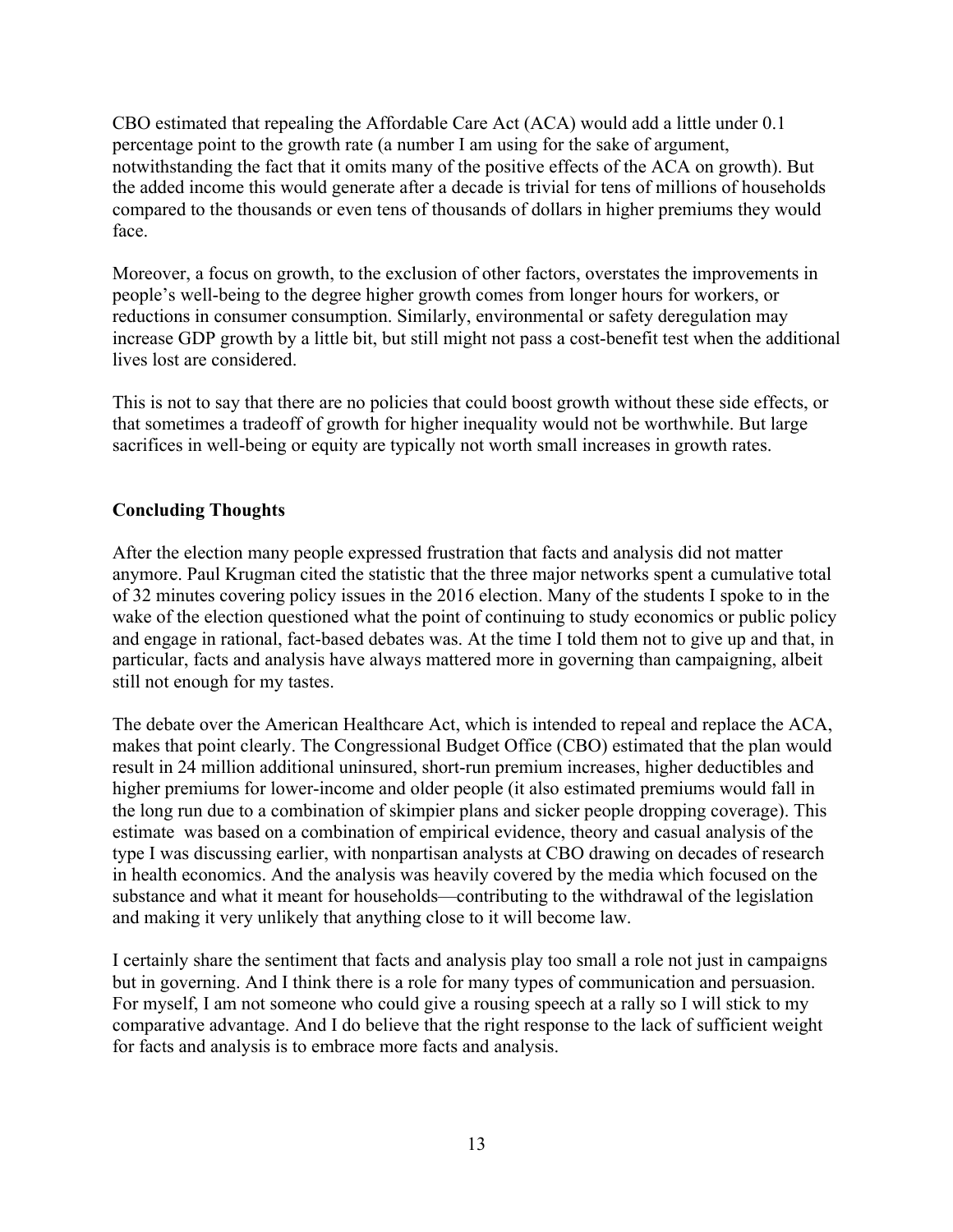CBO estimated that repealing the Affordable Care Act (ACA) would add a little under 0.1 percentage point to the growth rate (a number I am using for the sake of argument, notwithstanding the fact that it omits many of the positive effects of the ACA on growth). But the added income this would generate after a decade is trivial for tens of millions of households compared to the thousands or even tens of thousands of dollars in higher premiums they would face.

Moreover, a focus on growth, to the exclusion of other factors, overstates the improvements in people's well-being to the degree higher growth comes from longer hours for workers, or reductions in consumer consumption. Similarly, environmental or safety deregulation may increase GDP growth by a little bit, but still might not pass a cost-benefit test when the additional lives lost are considered.

This is not to say that there are no policies that could boost growth without these side effects, or that sometimes a tradeoff of growth for higher inequality would not be worthwhile. But large sacrifices in well-being or equity are typically not worth small increases in growth rates.

## Concluding Thoughts

After the election many people expressed frustration that facts and analysis did not matter anymore. Paul Krugman cited the statistic that the three major networks spent a cumulative total of 32 minutes covering policy issues in the 2016 election. Many of the students I spoke to in the wake of the election questioned what the point of continuing to study economics or public policy and engage in rational, fact-based debates was. At the time I told them not to give up and that, in particular, facts and analysis have always mattered more in governing than campaigning, albeit still not enough for my tastes.

The debate over the American Healthcare Act, which is intended to repeal and replace the ACA, makes that point clearly. The Congressional Budget Office (CBO) estimated that the plan would result in 24 million additional uninsured, short-run premium increases, higher deductibles and higher premiums for lower-income and older people (it also estimated premiums would fall in the long run due to a combination of skimpier plans and sicker people dropping coverage). This estimate was based on a combination of empirical evidence, theory and casual analysis of the type I was discussing earlier, with nonpartisan analysts at CBO drawing on decades of research in health economics. And the analysis was heavily covered by the media which focused on the substance and what it meant for households—contributing to the withdrawal of the legislation and making it very unlikely that anything close to it will become law.

I certainly share the sentiment that facts and analysis play too small a role not just in campaigns but in governing. And I think there is a role for many types of communication and persuasion. For myself, I am not someone who could give a rousing speech at a rally so I will stick to my comparative advantage. And I do believe that the right response to the lack of sufficient weight for facts and analysis is to embrace more facts and analysis.